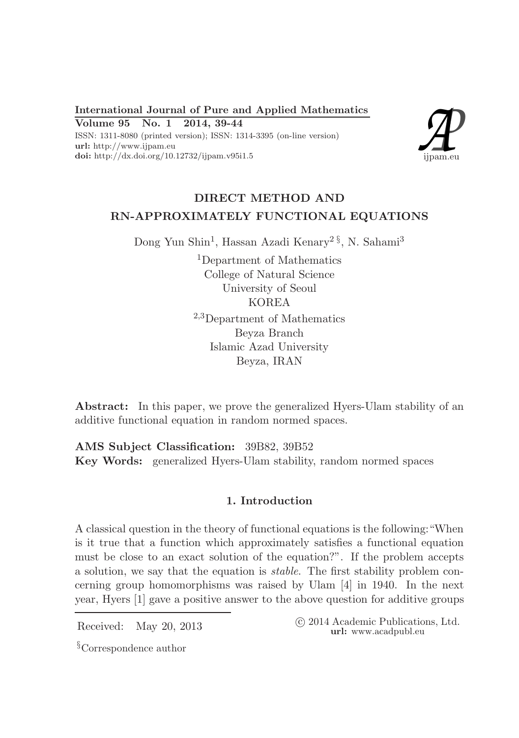# DIRECT METHOD AND RN-APPROXIMATELY FUNCTIONAL EQUATIONS

Dong Yun Shin[1], Hassan Azadi Kenary[2 §], N. Sahami[3]

[1]Department of Mathematics
College of Natural Science
University of Seoul
KOREA

[2,3]Department of Mathematics
Beyza Branch
Islamic Azad University
Beyza, IRAN

**Abstract:** In this paper, we prove the generalized Hyers-Ulam stability of an additive functional equation in random normed spaces.

**AMS Subject Classification:** 39B82, 39B52

**Key Words:** generalized Hyers-Ulam stability, random normed spaces

## 1. Introduction

A classical question in the theory of functional equations is the following: "When is it true that a function which approximately satisfies a functional equation must be close to an exact solution of the equation?". If the problem accepts a solution, we say that the equation is *stable*. The first stability problem concerning group homomorphisms was raised by Ulam [4] in 1940. In the next year, Hyers [1] gave a positive answer to the above question for additive groups

Received: May 20, 2013

© 2014 Academic Publications, Ltd.
**url:** www.acadpubl.eu

§Correspondence author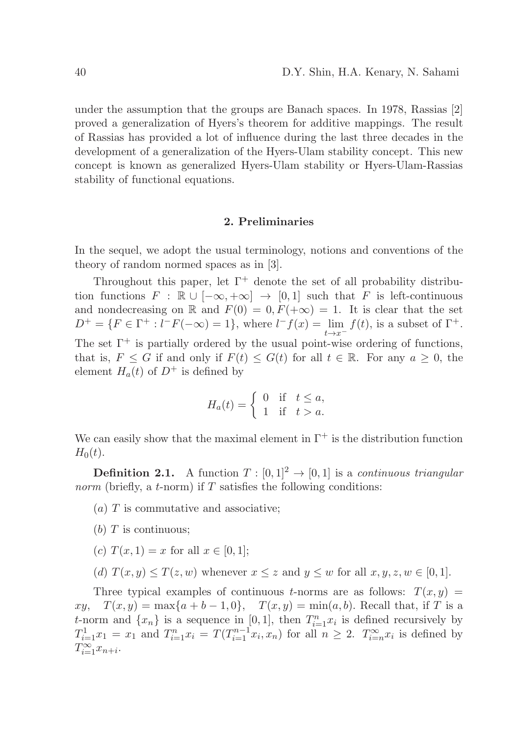under the assumption that the groups are Banach spaces. In 1978, Rassias [2] proved a generalization of Hyers's theorem for additive mappings. The result of Rassias has provided a lot of influence during the last three decades in the development of a generalization of the Hyers-Ulam stability concept. This new concept is known as generalized Hyers-Ulam stability or Hyers-Ulam-Rassias stability of functional equations.

## 2. Preliminaries

In the sequel, we adopt the usual terminology, notions and conventions of the theory of random normed spaces as in [3].

Throughout this paper, let $\Gamma^+$ denote the set of all probability distribution functions $F : \mathbb{R} \cup [-\infty, +\infty] \to [0, 1]$ such that $F$ is left-continuous and nondecreasing on $\mathbb{R}$ and $F(0) = 0, F(+\infty) = 1$. It is clear that the set $D^+ = \{F \in \Gamma^+ : l^- F(-\infty) = 1\}$, where $l^- f(x) = \lim_{t \to x^-} f(t)$, is a subset of $\Gamma^+$. The set $\Gamma^+$ is partially ordered by the usual point-wise ordering of functions, that is, $F \leq G$ if and only if $F(t) \leq G(t)$ for all $t \in \mathbb{R}$. For any $a \geq 0$, the element $H_a(t)$ of $D^+$ is defined by

$$H_a(t) = \begin{cases} 0 & \text{if} \quad t \leq a, \\ 1 & \text{if} \quad t > a. \end{cases}$$

We can easily show that the maximal element in $\Gamma^+$ is the distribution function $H_0(t)$.

**Definition 2.1.** A function $T : [0, 1]^2 \to [0, 1]$ is a *continuous triangular norm* (briefly, a $t$-norm) if $T$ satisfies the following conditions:

($a$) $T$ is commutative and associative;

($b$) $T$ is continuous;

($c$) $T(x, 1) = x$ for all $x \in [0, 1]$;

($d$) $T(x, y) \leq T(z, w)$ whenever $x \leq z$ and $y \leq w$ for all $x, y, z, w \in [0, 1]$.

Three typical examples of continuous $t$-norms are as follows: $T(x, y) = xy$, $T(x, y) = \max\{a + b - 1, 0\}$, $T(x, y) = \min(a, b)$. Recall that, if $T$ is a $t$-norm and $\{x_n\}$ is a sequence in $[0, 1]$, then $T_{i=1}^n x_i$ is defined recursively by $T_{i=1}^1 x_1 = x_1$ and $T_{i=1}^n x_i = T(T_{i=1}^{n-1} x_i, x_n)$ for all $n \geq 2$. $T_{i=n}^\infty x_i$ is defined by $T_{i=1}^\infty x_{n+i}$.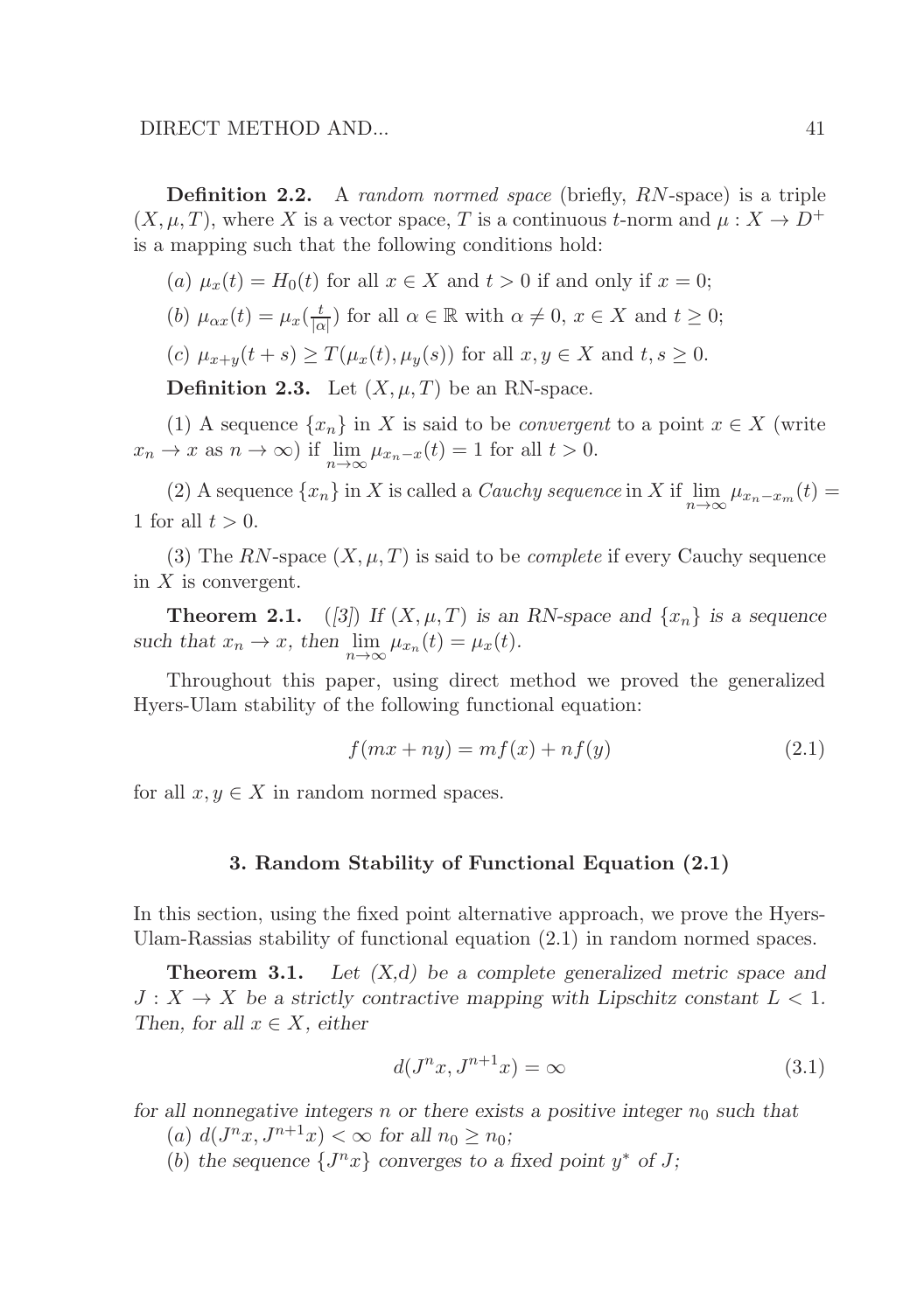**Definition 2.2.** A *random normed space* (briefly, *RN*-space) is a triple $(X, \mu, T)$, where $X$ is a vector space, $T$ is a continuous $t$-norm and $\mu : X \to D^+$ is a mapping such that the following conditions hold:

($a$) $\mu_x(t) = H_0(t)$ for all $x \in X$ and $t > 0$ if and only if $x = 0$;

($b$) $\mu_{\alpha x}(t) = \mu_x(\frac{t}{|\alpha|})$ for all $\alpha \in \mathbb{R}$ with $\alpha \neq 0$, $x \in X$ and $t \geq 0$;

($c$) $\mu_{x+y}(t + s) \geq T(\mu_x(t), \mu_y(s))$ for all $x, y \in X$ and $t, s \geq 0$.

**Definition 2.3.** Let $(X, \mu, T)$ be an RN-space.

(1) A sequence $\{x_n\}$ in $X$ is said to be *convergent* to a point $x \in X$ (write $x_n \to x$ as $n \to \infty$) if $\lim_{n\to\infty} \mu_{x_n - x}(t) = 1$ for all $t > 0$.

(2) A sequence $\{x_n\}$ in $X$ is called a *Cauchy sequence* in $X$ if $\lim_{n\to\infty} \mu_{x_n - x_m}(t) = 1$ for all $t > 0$.

(3) The *RN*-space $(X, \mu, T)$ is said to be *complete* if every Cauchy sequence in $X$ is convergent.

**Theorem 2.1.** *([3]) If $(X, \mu, T)$ is an RN-space and $\{x_n\}$ is a sequence such that $x_n \to x$, then $\lim_{n\to\infty} \mu_{x_n}(t) = \mu_x(t)$.*

Throughout this paper, using direct method we proved the generalized Hyers-Ulam stability of the following functional equation:

$$f(mx + ny) = mf(x) + nf(y) \tag{2.1}$$

for all $x, y \in X$ in random normed spaces.

## 3. Random Stability of Functional Equation (2.1)

In this section, using the fixed point alternative approach, we prove the Hyers-Ulam-Rassias stability of functional equation (2.1) in random normed spaces.

**Theorem 3.1.** *Let (X,d) be a complete generalized metric space and $J : X \to X$ be a strictly contractive mapping with Lipschitz constant $L < 1$. Then, for all $x \in X$, either*

$$d(J^n x, J^{n+1} x) = \infty \tag{3.1}$$

*for all nonnegative integers $n$ or there exists a positive integer $n_0$ such that*

($a$) *$d(J^n x, J^{n+1} x) < \infty$ for all $n_0 \geq n_0$;*

($b$) *the sequence $\{J^n x\}$ converges to a fixed point $y^*$ of $J$;*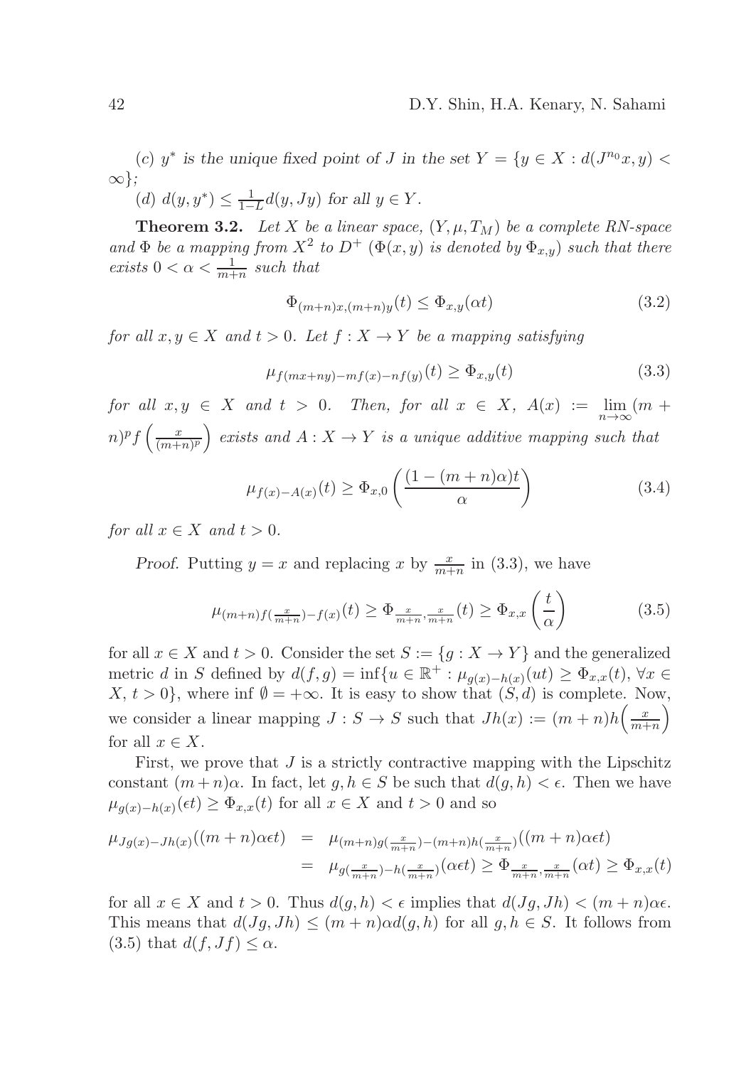(c) $y^*$ *is the unique fixed point of* $J$ *in the set* $Y = \{y \in X : d(J^{n_0}x, y) < \infty\}$;

(d) $d(y, y^*) \leq \frac{1}{1-L} d(y, Jy)$ *for all* $y \in Y$.

**Theorem 3.2.** *Let* $X$ *be a linear space,* $(Y, \mu, T_M)$ *be a complete RN-space and* $\Phi$ *be a mapping from* $X^2$ *to* $D^+$ ($\Phi(x,y)$ *is denoted by* $\Phi_{x,y}$) *such that there exists* $0 < \alpha < \frac{1}{m+n}$ *such that*

$$\Phi_{(m+n)x,(m+n)y}(t) \leq \Phi_{x,y}(\alpha t) \tag{3.2}$$

*for all* $x, y \in X$ *and* $t > 0$. *Let* $f : X \to Y$ *be a mapping satisfying*

$$\mu_{f(mx+ny)-mf(x)-nf(y)}(t) \geq \Phi_{x,y}(t) \tag{3.3}$$

*for all* $x, y \in X$ *and* $t > 0$. *Then, for all* $x \in X$, $A(x) := \lim_{n\to\infty} (m+n)^p f\left(\frac{x}{(m+n)^p}\right)$ *exists and* $A : X \to Y$ *is a unique additive mapping such that*

$$\mu_{f(x)-A(x)}(t) \geq \Phi_{x,0}\left(\frac{(1-(m+n)\alpha)t}{\alpha}\right) \tag{3.4}$$

*for all* $x \in X$ *and* $t > 0$.

*Proof.* Putting $y = x$ and replacing $x$ by $\frac{x}{m+n}$ in (3.3), we have

$$\mu_{(m+n)f(\frac{x}{m+n})-f(x)}(t) \geq \Phi_{\frac{x}{m+n},\frac{x}{m+n}}(t) \geq \Phi_{x,x}\left(\frac{t}{\alpha}\right) \tag{3.5}$$

for all $x \in X$ and $t > 0$. Consider the set $S := \{g : X \to Y\}$ and the generalized metric $d$ in $S$ defined by $d(f,g) = \inf\{u \in \mathbb{R}^+ : \mu_{g(x)-h(x)}(ut) \geq \Phi_{x,x}(t), \forall x \in X, t > 0\}$, where $\inf \emptyset = +\infty$. It is easy to show that $(S,d)$ is complete. Now, we consider a linear mapping $J : S \to S$ such that $Jh(x) := (m+n)h\left(\frac{x}{m+n}\right)$ for all $x \in X$.

First, we prove that $J$ is a strictly contractive mapping with the Lipschitz constant $(m+n)\alpha$. In fact, let $g, h \in S$ be such that $d(g,h) < \epsilon$. Then we have $\mu_{g(x)-h(x)}(\epsilon t) \geq \Phi_{x,x}(t)$ for all $x \in X$ and $t > 0$ and so

$$\begin{aligned}
\mu_{Jg(x)-Jh(x)}((m+n)\alpha\epsilon t) &= \mu_{(m+n)g(\frac{x}{m+n})-(m+n)h(\frac{x}{m+n})}((m+n)\alpha\epsilon t) \\
&= \mu_{g(\frac{x}{m+n})-h(\frac{x}{m+n})}(\alpha\epsilon t) \geq \Phi_{\frac{x}{m+n},\frac{x}{m+n}}(\alpha t) \geq \Phi_{x,x}(t)
\end{aligned}$$

for all $x \in X$ and $t > 0$. Thus $d(g,h) < \epsilon$ implies that $d(Jg, Jh) < (m+n)\alpha\epsilon$. This means that $d(Jg, Jh) \leq (m+n)\alpha d(g,h)$ for all $g, h \in S$. It follows from (3.5) that $d(f, Jf) \leq \alpha$.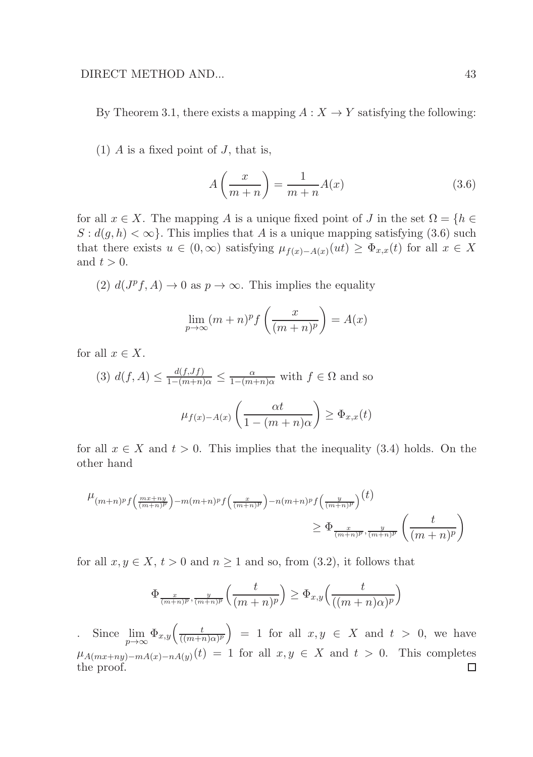By Theorem 3.1, there exists a mapping $A : X \to Y$ satisfying the following:

(1) $A$ is a fixed point of $J$, that is,

$$A\left(\frac{x}{m+n}\right) = \frac{1}{m+n}A(x) \tag{3.6}$$

for all $x \in X$. The mapping $A$ is a unique fixed point of $J$ in the set $\Omega = \{h \in S : d(g,h) < \infty\}$. This implies that $A$ is a unique mapping satisfying (3.6) such that there exists $u \in (0,\infty)$ satisfying $\mu_{f(x)-A(x)}(ut) \geq \Phi_{x,x}(t)$ for all $x \in X$ and $t > 0$.

(2) $d(J^p f, A) \to 0$ as $p \to \infty$. This implies the equality

$$\lim_{p\to\infty} (m+n)^p f\left(\frac{x}{(m+n)^p}\right) = A(x)$$

for all $x \in X$.

(3) $d(f,A) \leq \frac{d(f,Jf)}{1-(m+n)\alpha} \leq \frac{\alpha}{1-(m+n)\alpha}$ with $f \in \Omega$ and so

$$\mu_{f(x)-A(x)}\left(\frac{\alpha t}{1-(m+n)\alpha}\right) \geq \Phi_{x,x}(t)$$

for all $x \in X$ and $t > 0$. This implies that the inequality (3.4) holds. On the other hand

$$\mu_{(m+n)^p f\left(\frac{mx+ny}{(m+n)^p}\right) - m(m+n)^p f\left(\frac{x}{(m+n)^p}\right) - n(m+n)^p f\left(\frac{y}{(m+n)^p}\right)}(t) \geq \Phi_{\frac{x}{(m+n)^p}, \frac{y}{(m+n)^p}}\left(\frac{t}{(m+n)^p}\right)$$

for all $x, y \in X$, $t > 0$ and $n \geq 1$ and so, from (3.2), it follows that

$$\Phi_{\frac{x}{(m+n)^p}, \frac{y}{(m+n)^p}}\left(\frac{t}{(m+n)^p}\right) \geq \Phi_{x,y}\left(\frac{t}{((m+n)\alpha)^p}\right)$$

. Since $\lim_{p\to\infty} \Phi_{x,y}\left(\frac{t}{((m+n)\alpha)^p}\right) = 1$ for all $x, y \in X$ and $t > 0$, we have $\mu_{A(mx+ny)-mA(x)-nA(y)}(t) = 1$ for all $x, y \in X$ and $t > 0$. This completes the proof. $\square$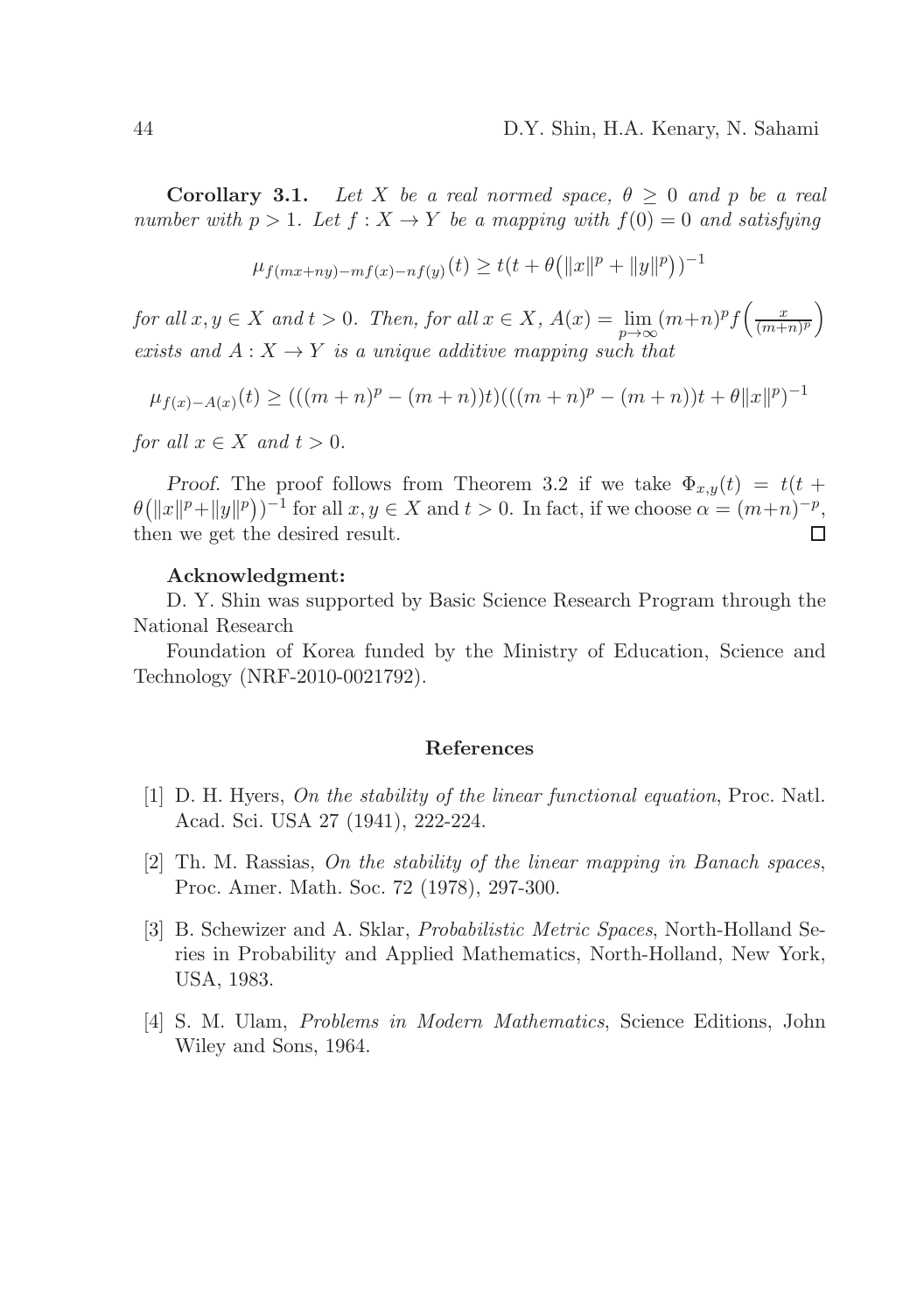**Corollary 3.1.** *Let $X$ be a real normed space, $\theta \geq 0$ and $p$ be a real number with $p > 1$. Let $f : X \to Y$ be a mapping with $f(0) = 0$ and satisfying*

$$\mu_{f(mx+ny)-mf(x)-nf(y)}(t) \geq t(t + \theta(\|x\|^p + \|y\|^p))^{-1}$$

*for all $x, y \in X$ and $t > 0$. Then, for all $x \in X$, $A(x) = \lim_{p\to\infty} (m+n)^p f\left(\frac{x}{(m+n)^p}\right)$ exists and $A : X \to Y$ is a unique additive mapping such that*

$$\mu_{f(x)-A(x)}(t) \geq (((m+n)^p - (m+n))t)(((m+n)^p - (m+n))t + \theta\|x\|^p)^{-1}$$

*for all $x \in X$ and $t > 0$.*

*Proof.* The proof follows from Theorem 3.2 if we take $\Phi_{x,y}(t) = t(t + \theta(\|x\|^p + \|y\|^p))^{-1}$ for all $x, y \in X$ and $t > 0$. In fact, if we choose $\alpha = (m+n)^{-p}$, then we get the desired result. □

**Acknowledgment:**

D. Y. Shin was supported by Basic Science Research Program through the National Research

Foundation of Korea funded by the Ministry of Education, Science and Technology (NRF-2010-0021792).

## References

[1] D. H. Hyers, *On the stability of the linear functional equation*, Proc. Natl. Acad. Sci. USA 27 (1941), 222-224.

[2] Th. M. Rassias, *On the stability of the linear mapping in Banach spaces*, Proc. Amer. Math. Soc. 72 (1978), 297-300.

[3] B. Schewizer and A. Sklar, *Probabilistic Metric Spaces*, North-Holland Series in Probability and Applied Mathematics, North-Holland, New York, USA, 1983.

[4] S. M. Ulam, *Problems in Modern Mathematics*, Science Editions, John Wiley and Sons, 1964.